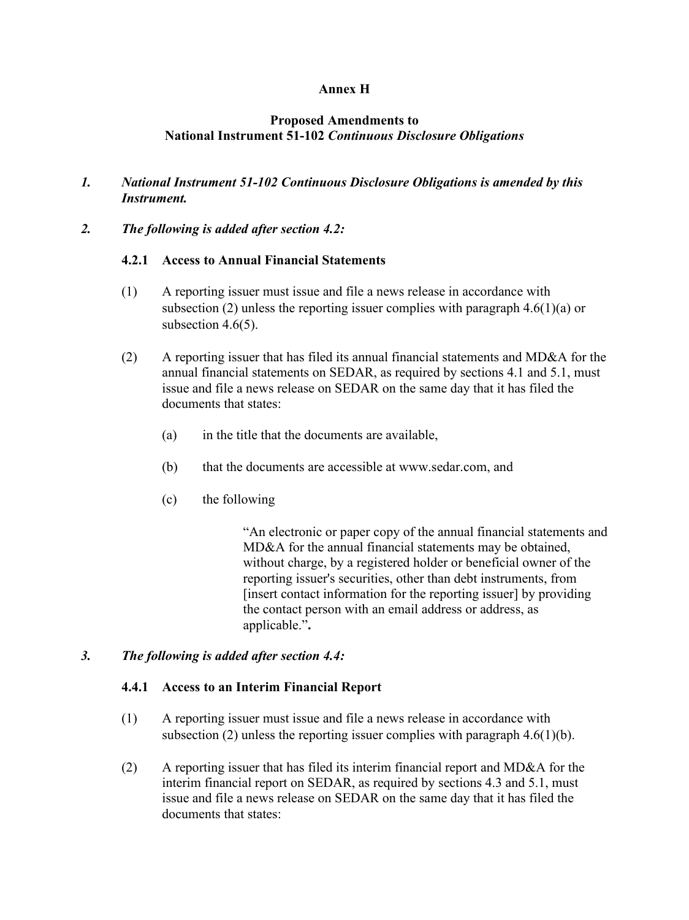**Annex H**

**Proposed Amendments to**
**National Instrument 51-102 *Continuous Disclosure Obligations***

***1. National Instrument 51-102 Continuous Disclosure Obligations is amended by this Instrument.***

***2. The following is added after section 4.2:***

**4.2.1 Access to Annual Financial Statements**

(1) A reporting issuer must issue and file a news release in accordance with subsection (2) unless the reporting issuer complies with paragraph 4.6(1)(a) or subsection 4.6(5).

(2) A reporting issuer that has filed its annual financial statements and MD&A for the annual financial statements on SEDAR, as required by sections 4.1 and 5.1, must issue and file a news release on SEDAR on the same day that it has filed the documents that states:

(a) in the title that the documents are available,

(b) that the documents are accessible at www.sedar.com, and

(c) the following

> "An electronic or paper copy of the annual financial statements and MD&A for the annual financial statements may be obtained, without charge, by a registered holder or beneficial owner of the reporting issuer's securities, other than debt instruments, from [insert contact information for the reporting issuer] by providing the contact person with an email address or address, as applicable."**.**

***3. The following is added after section 4.4:***

**4.4.1 Access to an Interim Financial Report**

(1) A reporting issuer must issue and file a news release in accordance with subsection (2) unless the reporting issuer complies with paragraph 4.6(1)(b).

(2) A reporting issuer that has filed its interim financial report and MD&A for the interim financial report on SEDAR, as required by sections 4.3 and 5.1, must issue and file a news release on SEDAR on the same day that it has filed the documents that states: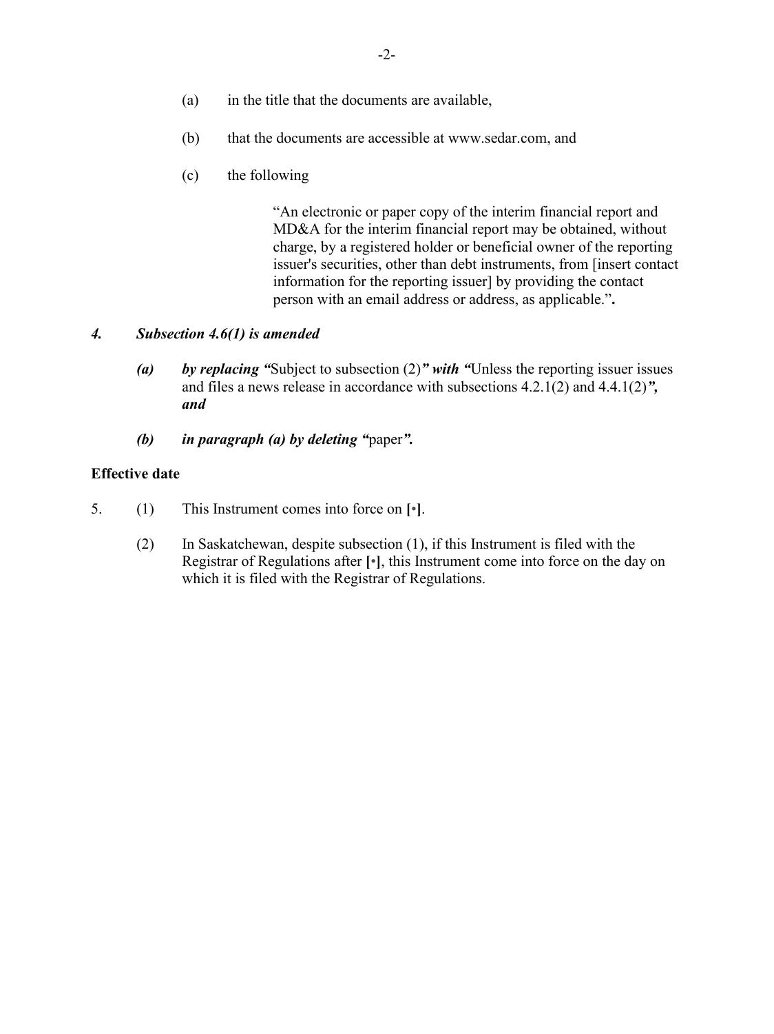(a) in the title that the documents are available,

(b) that the documents are accessible at www.sedar.com, and

(c) the following

> "An electronic or paper copy of the interim financial report and MD&A for the interim financial report may be obtained, without charge, by a registered holder or beneficial owner of the reporting issuer's securities, other than debt instruments, from [insert contact information for the reporting issuer] by providing the contact person with an email address or address, as applicable.".

***4. Subsection 4.6(1) is amended***

***(a) by replacing "***Subject to subsection (2)***" with "***Unless the reporting issuer issues and files a news release in accordance with subsections 4.2.1(2) and 4.4.1(2)***", and***

***(b) in paragraph (a) by deleting "***paper***".***

**Effective date**

5. (1) This Instrument comes into force on **[•]**.

(2) In Saskatchewan, despite subsection (1), if this Instrument is filed with the Registrar of Regulations after **[•]**, this Instrument come into force on the day on which it is filed with the Registrar of Regulations.